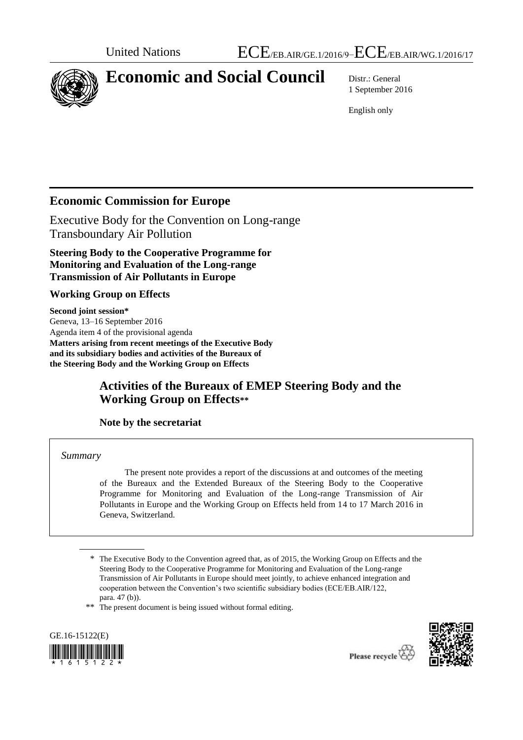United Nations ECE/EB.AIR/GE.1/2016/9–ECE/EB.AIR/WG.1/2016/17

# Economic and Social Council

Distr.: General
1 September 2016

English only

## Economic Commission for Europe

Executive Body for the Convention on Long-range Transboundary Air Pollution

**Steering Body to the Cooperative Programme for Monitoring and Evaluation of the Long-range Transmission of Air Pollutants in Europe**

**Working Group on Effects**

**Second joint session***
Geneva, 13–16 September 2016
Agenda item 4 of the provisional agenda
**Matters arising from recent meetings of the Executive Body and its subsidiary bodies and activities of the Bureaux of the Steering Body and the Working Group on Effects**

# Activities of the Bureaux of EMEP Steering Body and the Working Group on Effects**

## Note by the secretariat

*Summary*

The present note provides a report of the discussions at and outcomes of the meeting of the Bureaux and the Extended Bureaux of the Steering Body to the Cooperative Programme for Monitoring and Evaluation of the Long-range Transmission of Air Pollutants in Europe and the Working Group on Effects held from 14 to 17 March 2016 in Geneva, Switzerland.

\* The Executive Body to the Convention agreed that, as of 2015, the Working Group on Effects and the Steering Body to the Cooperative Programme for Monitoring and Evaluation of the Long-range Transmission of Air Pollutants in Europe should meet jointly, to achieve enhanced integration and cooperation between the Convention's two scientific subsidiary bodies (ECE/EB.AIR/122, para. 47 (b)).

\*\* The present document is being issued without formal editing.

GE.16-15122(E)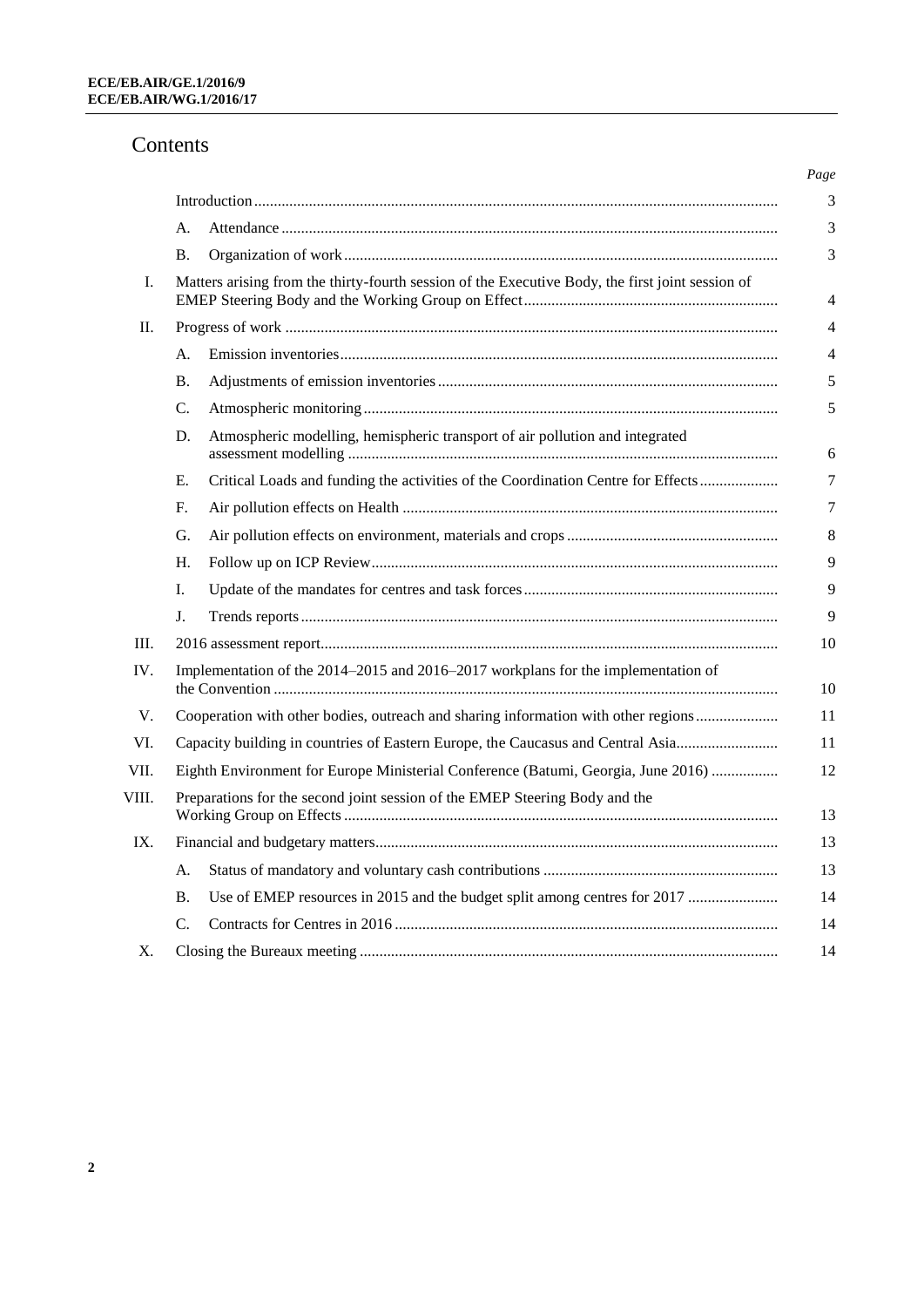# Contents

| | | | Page |
|---|---|---|---|
| | Introduction | | 3 |
| | A. | Attendance | 3 |
| | B. | Organization of work | 3 |
| I. | Matters arising from the thirty-fourth session of the Executive Body, the first joint session of EMEP Steering Body and the Working Group on Effect | | 4 |
| II. | Progress of work | | 4 |
| | A. | Emission inventories | 4 |
| | B. | Adjustments of emission inventories | 5 |
| | C. | Atmospheric monitoring | 5 |
| | D. | Atmospheric modelling, hemispheric transport of air pollution and integrated assessment modelling | 6 |
| | E. | Critical Loads and funding the activities of the Coordination Centre for Effects | 7 |
| | F. | Air pollution effects on Health | 7 |
| | G. | Air pollution effects on environment, materials and crops | 8 |
| | H. | Follow up on ICP Review | 9 |
| | I. | Update of the mandates for centres and task forces | 9 |
| | J. | Trends reports | 9 |
| III. | 2016 assessment report | | 10 |
| IV. | Implementation of the 2014–2015 and 2016–2017 workplans for the implementation of the Convention | | 10 |
| V. | Cooperation with other bodies, outreach and sharing information with other regions | | 11 |
| VI. | Capacity building in countries of Eastern Europe, the Caucasus and Central Asia | | 11 |
| VII. | Eighth Environment for Europe Ministerial Conference (Batumi, Georgia, June 2016) | | 12 |
| VIII. | Preparations for the second joint session of the EMEP Steering Body and the Working Group on Effects | | 13 |
| IX. | Financial and budgetary matters | | 13 |
| | A. | Status of mandatory and voluntary cash contributions | 13 |
| | B. | Use of EMEP resources in 2015 and the budget split among centres for 2017 | 14 |
| | C. | Contracts for Centres in 2016 | 14 |
| X. | Closing the Bureaux meeting | | 14 |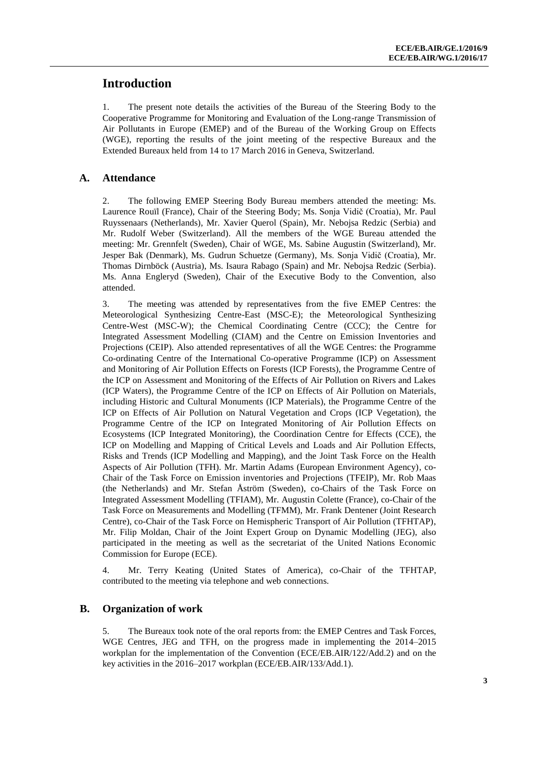# Introduction

1. The present note details the activities of the Bureau of the Steering Body to the Cooperative Programme for Monitoring and Evaluation of the Long-range Transmission of Air Pollutants in Europe (EMEP) and of the Bureau of the Working Group on Effects (WGE), reporting the results of the joint meeting of the respective Bureaux and the Extended Bureaux held from 14 to 17 March 2016 in Geneva, Switzerland.

## A. Attendance

2. The following EMEP Steering Body Bureau members attended the meeting: Ms. Laurence Rouïl (France), Chair of the Steering Body; Ms. Sonja Vidič (Croatia), Mr. Paul Ruyssenaars (Netherlands), Mr. Xavier Querol (Spain), Mr. Nebojsa Redzic (Serbia) and Mr. Rudolf Weber (Switzerland). All the members of the WGE Bureau attended the meeting: Mr. Grennfelt (Sweden), Chair of WGE, Ms. Sabine Augustin (Switzerland), Mr. Jesper Bak (Denmark), Ms. Gudrun Schuetze (Germany), Ms. Sonja Vidič (Croatia), Mr. Thomas Dirnböck (Austria), Ms. Isaura Rabago (Spain) and Mr. Nebojsa Redzic (Serbia). Ms. Anna Engleryd (Sweden), Chair of the Executive Body to the Convention, also attended.

3. The meeting was attended by representatives from the five EMEP Centres: the Meteorological Synthesizing Centre-East (MSC-E); the Meteorological Synthesizing Centre-West (MSC-W); the Chemical Coordinating Centre (CCC); the Centre for Integrated Assessment Modelling (CIAM) and the Centre on Emission Inventories and Projections (CEIP). Also attended representatives of all the WGE Centres: the Programme Co-ordinating Centre of the International Co-operative Programme (ICP) on Assessment and Monitoring of Air Pollution Effects on Forests (ICP Forests), the Programme Centre of the ICP on Assessment and Monitoring of the Effects of Air Pollution on Rivers and Lakes (ICP Waters), the Programme Centre of the ICP on Effects of Air Pollution on Materials, including Historic and Cultural Monuments (ICP Materials), the Programme Centre of the ICP on Effects of Air Pollution on Natural Vegetation and Crops (ICP Vegetation), the Programme Centre of the ICP on Integrated Monitoring of Air Pollution Effects on Ecosystems (ICP Integrated Monitoring), the Coordination Centre for Effects (CCE), the ICP on Modelling and Mapping of Critical Levels and Loads and Air Pollution Effects, Risks and Trends (ICP Modelling and Mapping), and the Joint Task Force on the Health Aspects of Air Pollution (TFH). Mr. Martin Adams (European Environment Agency), co-Chair of the Task Force on Emission inventories and Projections (TFEIP), Mr. Rob Maas (the Netherlands) and Mr. Stefan Åström (Sweden), co-Chairs of the Task Force on Integrated Assessment Modelling (TFIAM), Mr. Augustin Colette (France), co-Chair of the Task Force on Measurements and Modelling (TFMM), Mr. Frank Dentener (Joint Research Centre), co-Chair of the Task Force on Hemispheric Transport of Air Pollution (TFHTAP), Mr. Filip Moldan, Chair of the Joint Expert Group on Dynamic Modelling (JEG), also participated in the meeting as well as the secretariat of the United Nations Economic Commission for Europe (ECE).

4. Mr. Terry Keating (United States of America), co-Chair of the TFHTAP, contributed to the meeting via telephone and web connections.

## B. Organization of work

5. The Bureaux took note of the oral reports from: the EMEP Centres and Task Forces, WGE Centres, JEG and TFH, on the progress made in implementing the 2014–2015 workplan for the implementation of the Convention (ECE/EB.AIR/122/Add.2) and on the key activities in the 2016–2017 workplan (ECE/EB.AIR/133/Add.1).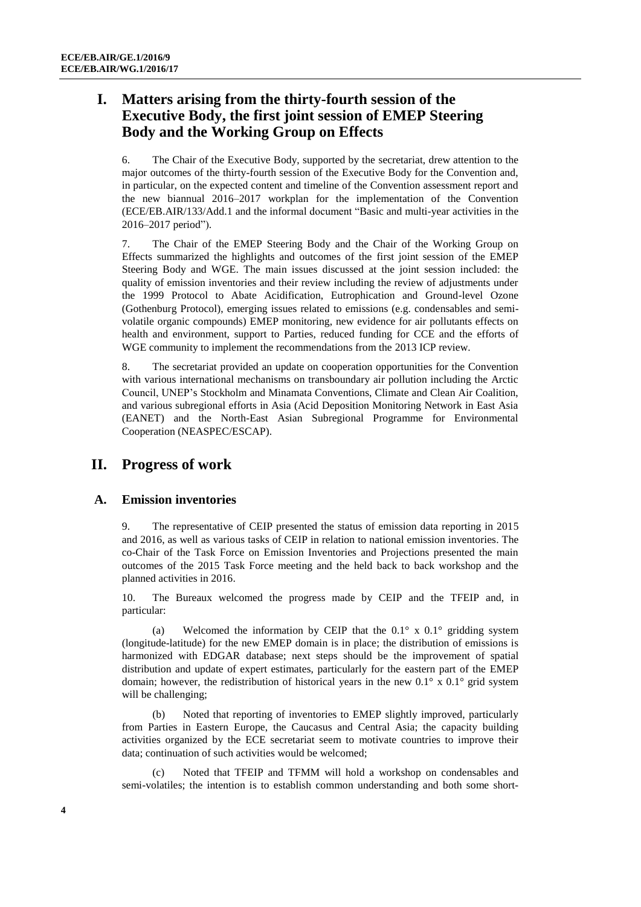# I. Matters arising from the thirty-fourth session of the Executive Body, the first joint session of EMEP Steering Body and the Working Group on Effects

6. The Chair of the Executive Body, supported by the secretariat, drew attention to the major outcomes of the thirty-fourth session of the Executive Body for the Convention and, in particular, on the expected content and timeline of the Convention assessment report and the new biannual 2016–2017 workplan for the implementation of the Convention (ECE/EB.AIR/133/Add.1 and the informal document "Basic and multi-year activities in the 2016–2017 period").

7. The Chair of the EMEP Steering Body and the Chair of the Working Group on Effects summarized the highlights and outcomes of the first joint session of the EMEP Steering Body and WGE. The main issues discussed at the joint session included: the quality of emission inventories and their review including the review of adjustments under the 1999 Protocol to Abate Acidification, Eutrophication and Ground-level Ozone (Gothenburg Protocol), emerging issues related to emissions (e.g. condensables and semi-volatile organic compounds) EMEP monitoring, new evidence for air pollutants effects on health and environment, support to Parties, reduced funding for CCE and the efforts of WGE community to implement the recommendations from the 2013 ICP review.

8. The secretariat provided an update on cooperation opportunities for the Convention with various international mechanisms on transboundary air pollution including the Arctic Council, UNEP's Stockholm and Minamata Conventions, Climate and Clean Air Coalition, and various subregional efforts in Asia (Acid Deposition Monitoring Network in East Asia (EANET) and the North-East Asian Subregional Programme for Environmental Cooperation (NEASPEC/ESCAP).

# II. Progress of work

## A. Emission inventories

9. The representative of CEIP presented the status of emission data reporting in 2015 and 2016, as well as various tasks of CEIP in relation to national emission inventories. The co-Chair of the Task Force on Emission Inventories and Projections presented the main outcomes of the 2015 Task Force meeting and the held back to back workshop and the planned activities in 2016.

10. The Bureaux welcomed the progress made by CEIP and the TFEIP and, in particular:

(a) Welcomed the information by CEIP that the 0.1° x 0.1° gridding system (longitude-latitude) for the new EMEP domain is in place; the distribution of emissions is harmonized with EDGAR database; next steps should be the improvement of spatial distribution and update of expert estimates, particularly for the eastern part of the EMEP domain; however, the redistribution of historical years in the new 0.1° x 0.1° grid system will be challenging;

(b) Noted that reporting of inventories to EMEP slightly improved, particularly from Parties in Eastern Europe, the Caucasus and Central Asia; the capacity building activities organized by the ECE secretariat seem to motivate countries to improve their data; continuation of such activities would be welcomed;

(c) Noted that TFEIP and TFMM will hold a workshop on condensables and semi-volatiles; the intention is to establish common understanding and both some short-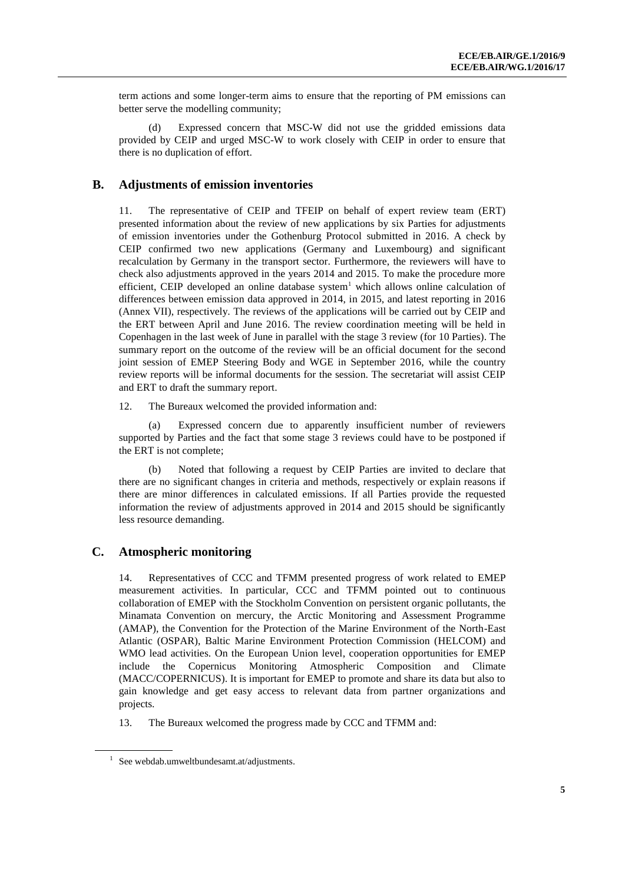term actions and some longer-term aims to ensure that the reporting of PM emissions can better serve the modelling community;

(d) Expressed concern that MSC-W did not use the gridded emissions data provided by CEIP and urged MSC-W to work closely with CEIP in order to ensure that there is no duplication of effort.

## B. Adjustments of emission inventories

11. The representative of CEIP and TFEIP on behalf of expert review team (ERT) presented information about the review of new applications by six Parties for adjustments of emission inventories under the Gothenburg Protocol submitted in 2016. A check by CEIP confirmed two new applications (Germany and Luxembourg) and significant recalculation by Germany in the transport sector. Furthermore, the reviewers will have to check also adjustments approved in the years 2014 and 2015. To make the procedure more efficient, CEIP developed an online database system[1] which allows online calculation of differences between emission data approved in 2014, in 2015, and latest reporting in 2016 (Annex VII), respectively. The reviews of the applications will be carried out by CEIP and the ERT between April and June 2016. The review coordination meeting will be held in Copenhagen in the last week of June in parallel with the stage 3 review (for 10 Parties). The summary report on the outcome of the review will be an official document for the second joint session of EMEP Steering Body and WGE in September 2016, while the country review reports will be informal documents for the session. The secretariat will assist CEIP and ERT to draft the summary report.

12. The Bureaux welcomed the provided information and:

(a) Expressed concern due to apparently insufficient number of reviewers supported by Parties and the fact that some stage 3 reviews could have to be postponed if the ERT is not complete;

(b) Noted that following a request by CEIP Parties are invited to declare that there are no significant changes in criteria and methods, respectively or explain reasons if there are minor differences in calculated emissions. If all Parties provide the requested information the review of adjustments approved in 2014 and 2015 should be significantly less resource demanding.

## C. Atmospheric monitoring

14. Representatives of CCC and TFMM presented progress of work related to EMEP measurement activities. In particular, CCC and TFMM pointed out to continuous collaboration of EMEP with the Stockholm Convention on persistent organic pollutants, the Minamata Convention on mercury, the Arctic Monitoring and Assessment Programme (AMAP), the Convention for the Protection of the Marine Environment of the North-East Atlantic (OSPAR), Baltic Marine Environment Protection Commission (HELCOM) and WMO lead activities. On the European Union level, cooperation opportunities for EMEP include the Copernicus Monitoring Atmospheric Composition and Climate (MACC/COPERNICUS). It is important for EMEP to promote and share its data but also to gain knowledge and get easy access to relevant data from partner organizations and projects.

13. The Bureaux welcomed the progress made by CCC and TFMM and:

[1] See webdab.umweltbundesamt.at/adjustments.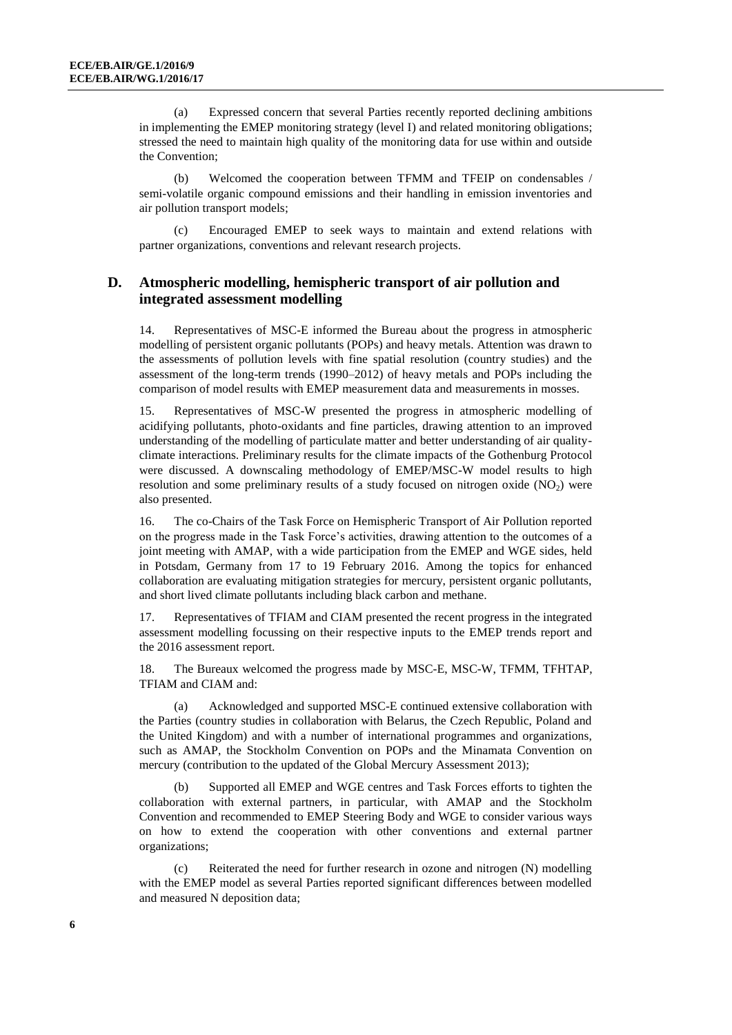(a) Expressed concern that several Parties recently reported declining ambitions in implementing the EMEP monitoring strategy (level I) and related monitoring obligations; stressed the need to maintain high quality of the monitoring data for use within and outside the Convention;

(b) Welcomed the cooperation between TFMM and TFEIP on condensables / semi-volatile organic compound emissions and their handling in emission inventories and air pollution transport models;

(c) Encouraged EMEP to seek ways to maintain and extend relations with partner organizations, conventions and relevant research projects.

## D. Atmospheric modelling, hemispheric transport of air pollution and integrated assessment modelling

14. Representatives of MSC-E informed the Bureau about the progress in atmospheric modelling of persistent organic pollutants (POPs) and heavy metals. Attention was drawn to the assessments of pollution levels with fine spatial resolution (country studies) and the assessment of the long-term trends (1990–2012) of heavy metals and POPs including the comparison of model results with EMEP measurement data and measurements in mosses.

15. Representatives of MSC-W presented the progress in atmospheric modelling of acidifying pollutants, photo-oxidants and fine particles, drawing attention to an improved understanding of the modelling of particulate matter and better understanding of air quality-climate interactions. Preliminary results for the climate impacts of the Gothenburg Protocol were discussed. A downscaling methodology of EMEP/MSC-W model results to high resolution and some preliminary results of a study focused on nitrogen oxide ($NO_2$) were also presented.

16. The co-Chairs of the Task Force on Hemispheric Transport of Air Pollution reported on the progress made in the Task Force's activities, drawing attention to the outcomes of a joint meeting with AMAP, with a wide participation from the EMEP and WGE sides, held in Potsdam, Germany from 17 to 19 February 2016. Among the topics for enhanced collaboration are evaluating mitigation strategies for mercury, persistent organic pollutants, and short lived climate pollutants including black carbon and methane.

17. Representatives of TFIAM and CIAM presented the recent progress in the integrated assessment modelling focussing on their respective inputs to the EMEP trends report and the 2016 assessment report.

18. The Bureaux welcomed the progress made by MSC-E, MSC-W, TFMM, TFHTAP, TFIAM and CIAM and:

(a) Acknowledged and supported MSC-E continued extensive collaboration with the Parties (country studies in collaboration with Belarus, the Czech Republic, Poland and the United Kingdom) and with a number of international programmes and organizations, such as AMAP, the Stockholm Convention on POPs and the Minamata Convention on mercury (contribution to the updated of the Global Mercury Assessment 2013);

(b) Supported all EMEP and WGE centres and Task Forces efforts to tighten the collaboration with external partners, in particular, with AMAP and the Stockholm Convention and recommended to EMEP Steering Body and WGE to consider various ways on how to extend the cooperation with other conventions and external partner organizations;

(c) Reiterated the need for further research in ozone and nitrogen (N) modelling with the EMEP model as several Parties reported significant differences between modelled and measured N deposition data;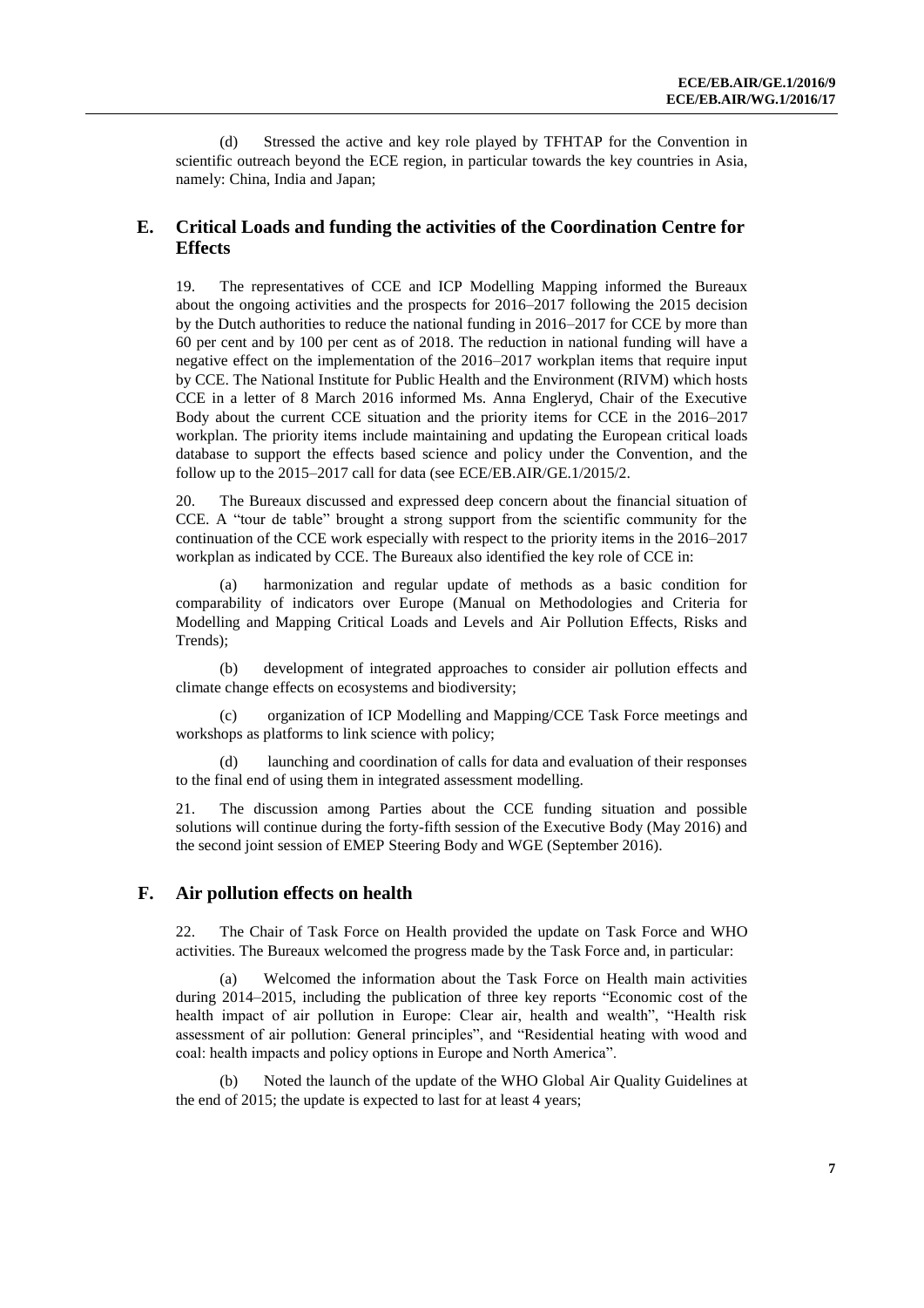(d) Stressed the active and key role played by TFHTAP for the Convention in scientific outreach beyond the ECE region, in particular towards the key countries in Asia, namely: China, India and Japan;

## E. Critical Loads and funding the activities of the Coordination Centre for Effects

19. The representatives of CCE and ICP Modelling Mapping informed the Bureaux about the ongoing activities and the prospects for 2016–2017 following the 2015 decision by the Dutch authorities to reduce the national funding in 2016–2017 for CCE by more than 60 per cent and by 100 per cent as of 2018. The reduction in national funding will have a negative effect on the implementation of the 2016–2017 workplan items that require input by CCE. The National Institute for Public Health and the Environment (RIVM) which hosts CCE in a letter of 8 March 2016 informed Ms. Anna Engleryd, Chair of the Executive Body about the current CCE situation and the priority items for CCE in the 2016–2017 workplan. The priority items include maintaining and updating the European critical loads database to support the effects based science and policy under the Convention, and the follow up to the 2015–2017 call for data (see ECE/EB.AIR/GE.1/2015/2.

20. The Bureaux discussed and expressed deep concern about the financial situation of CCE. A "tour de table" brought a strong support from the scientific community for the continuation of the CCE work especially with respect to the priority items in the 2016–2017 workplan as indicated by CCE. The Bureaux also identified the key role of CCE in:

(a) harmonization and regular update of methods as a basic condition for comparability of indicators over Europe (Manual on Methodologies and Criteria for Modelling and Mapping Critical Loads and Levels and Air Pollution Effects, Risks and Trends);

(b) development of integrated approaches to consider air pollution effects and climate change effects on ecosystems and biodiversity;

(c) organization of ICP Modelling and Mapping/CCE Task Force meetings and workshops as platforms to link science with policy;

(d) launching and coordination of calls for data and evaluation of their responses to the final end of using them in integrated assessment modelling.

21. The discussion among Parties about the CCE funding situation and possible solutions will continue during the forty-fifth session of the Executive Body (May 2016) and the second joint session of EMEP Steering Body and WGE (September 2016).

## F. Air pollution effects on health

22. The Chair of Task Force on Health provided the update on Task Force and WHO activities. The Bureaux welcomed the progress made by the Task Force and, in particular:

(a) Welcomed the information about the Task Force on Health main activities during 2014–2015, including the publication of three key reports "Economic cost of the health impact of air pollution in Europe: Clear air, health and wealth", "Health risk assessment of air pollution: General principles", and "Residential heating with wood and coal: health impacts and policy options in Europe and North America".

(b) Noted the launch of the update of the WHO Global Air Quality Guidelines at the end of 2015; the update is expected to last for at least 4 years;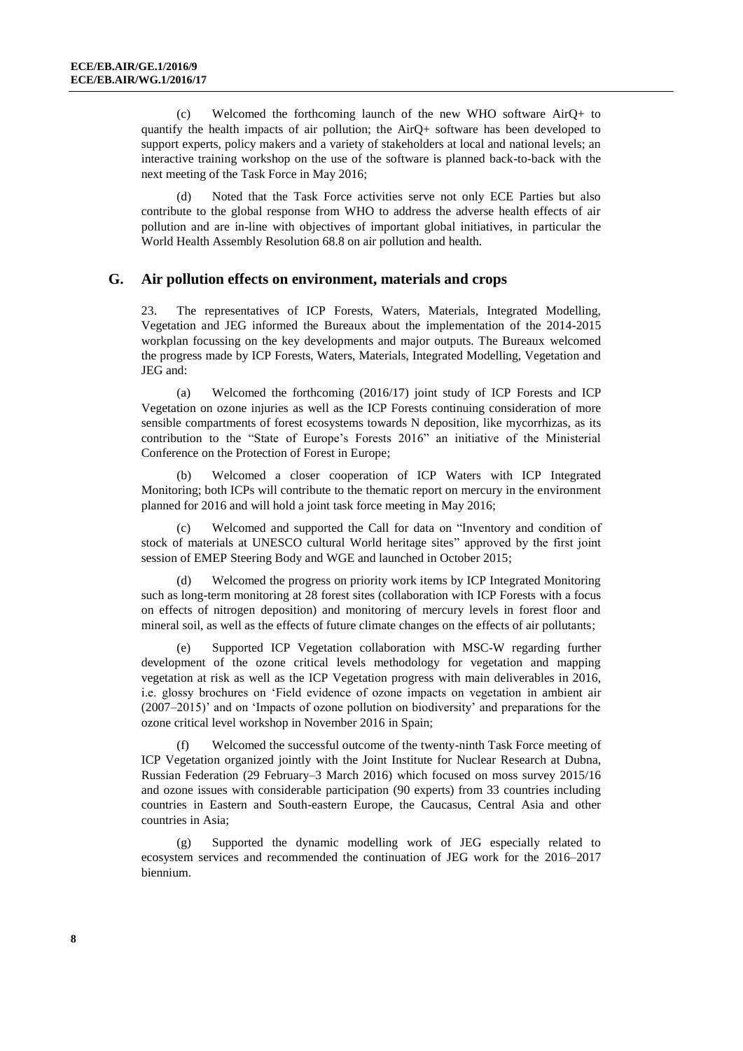(c) Welcomed the forthcoming launch of the new WHO software AirQ+ to quantify the health impacts of air pollution; the AirQ+ software has been developed to support experts, policy makers and a variety of stakeholders at local and national levels; an interactive training workshop on the use of the software is planned back-to-back with the next meeting of the Task Force in May 2016;

(d) Noted that the Task Force activities serve not only ECE Parties but also contribute to the global response from WHO to address the adverse health effects of air pollution and are in-line with objectives of important global initiatives, in particular the World Health Assembly Resolution 68.8 on air pollution and health.

## G. Air pollution effects on environment, materials and crops

23. The representatives of ICP Forests, Waters, Materials, Integrated Modelling, Vegetation and JEG informed the Bureaux about the implementation of the 2014-2015 workplan focussing on the key developments and major outputs. The Bureaux welcomed the progress made by ICP Forests, Waters, Materials, Integrated Modelling, Vegetation and JEG and:

(a) Welcomed the forthcoming (2016/17) joint study of ICP Forests and ICP Vegetation on ozone injuries as well as the ICP Forests continuing consideration of more sensible compartments of forest ecosystems towards N deposition, like mycorrhizas, as its contribution to the "State of Europe's Forests 2016" an initiative of the Ministerial Conference on the Protection of Forest in Europe;

(b) Welcomed a closer cooperation of ICP Waters with ICP Integrated Monitoring; both ICPs will contribute to the thematic report on mercury in the environment planned for 2016 and will hold a joint task force meeting in May 2016;

(c) Welcomed and supported the Call for data on "Inventory and condition of stock of materials at UNESCO cultural World heritage sites" approved by the first joint session of EMEP Steering Body and WGE and launched in October 2015;

(d) Welcomed the progress on priority work items by ICP Integrated Monitoring such as long-term monitoring at 28 forest sites (collaboration with ICP Forests with a focus on effects of nitrogen deposition) and monitoring of mercury levels in forest floor and mineral soil, as well as the effects of future climate changes on the effects of air pollutants;

(e) Supported ICP Vegetation collaboration with MSC-W regarding further development of the ozone critical levels methodology for vegetation and mapping vegetation at risk as well as the ICP Vegetation progress with main deliverables in 2016, i.e. glossy brochures on 'Field evidence of ozone impacts on vegetation in ambient air (2007–2015)' and on 'Impacts of ozone pollution on biodiversity' and preparations for the ozone critical level workshop in November 2016 in Spain;

(f) Welcomed the successful outcome of the twenty-ninth Task Force meeting of ICP Vegetation organized jointly with the Joint Institute for Nuclear Research at Dubna, Russian Federation (29 February–3 March 2016) which focused on moss survey 2015/16 and ozone issues with considerable participation (90 experts) from 33 countries including countries in Eastern and South-eastern Europe, the Caucasus, Central Asia and other countries in Asia;

(g) Supported the dynamic modelling work of JEG especially related to ecosystem services and recommended the continuation of JEG work for the 2016–2017 biennium.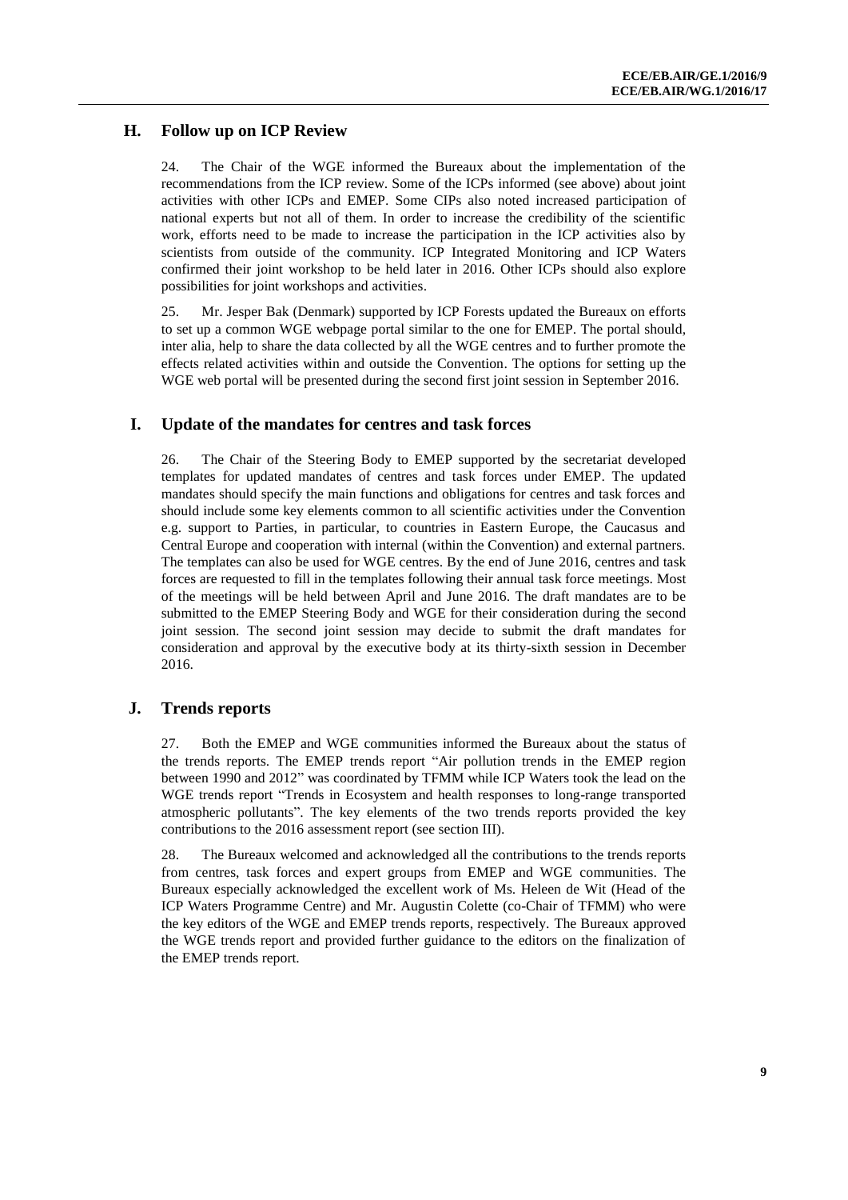## H. Follow up on ICP Review

24. The Chair of the WGE informed the Bureaux about the implementation of the recommendations from the ICP review. Some of the ICPs informed (see above) about joint activities with other ICPs and EMEP. Some CIPs also noted increased participation of national experts but not all of them. In order to increase the credibility of the scientific work, efforts need to be made to increase the participation in the ICP activities also by scientists from outside of the community. ICP Integrated Monitoring and ICP Waters confirmed their joint workshop to be held later in 2016. Other ICPs should also explore possibilities for joint workshops and activities.

25. Mr. Jesper Bak (Denmark) supported by ICP Forests updated the Bureaux on efforts to set up a common WGE webpage portal similar to the one for EMEP. The portal should, inter alia, help to share the data collected by all the WGE centres and to further promote the effects related activities within and outside the Convention. The options for setting up the WGE web portal will be presented during the second first joint session in September 2016.

## I. Update of the mandates for centres and task forces

26. The Chair of the Steering Body to EMEP supported by the secretariat developed templates for updated mandates of centres and task forces under EMEP. The updated mandates should specify the main functions and obligations for centres and task forces and should include some key elements common to all scientific activities under the Convention e.g. support to Parties, in particular, to countries in Eastern Europe, the Caucasus and Central Europe and cooperation with internal (within the Convention) and external partners. The templates can also be used for WGE centres. By the end of June 2016, centres and task forces are requested to fill in the templates following their annual task force meetings. Most of the meetings will be held between April and June 2016. The draft mandates are to be submitted to the EMEP Steering Body and WGE for their consideration during the second joint session. The second joint session may decide to submit the draft mandates for consideration and approval by the executive body at its thirty-sixth session in December 2016.

## J. Trends reports

27. Both the EMEP and WGE communities informed the Bureaux about the status of the trends reports. The EMEP trends report "Air pollution trends in the EMEP region between 1990 and 2012" was coordinated by TFMM while ICP Waters took the lead on the WGE trends report "Trends in Ecosystem and health responses to long-range transported atmospheric pollutants". The key elements of the two trends reports provided the key contributions to the 2016 assessment report (see section III).

28. The Bureaux welcomed and acknowledged all the contributions to the trends reports from centres, task forces and expert groups from EMEP and WGE communities. The Bureaux especially acknowledged the excellent work of Ms. Heleen de Wit (Head of the ICP Waters Programme Centre) and Mr. Augustin Colette (co-Chair of TFMM) who were the key editors of the WGE and EMEP trends reports, respectively. The Bureaux approved the WGE trends report and provided further guidance to the editors on the finalization of the EMEP trends report.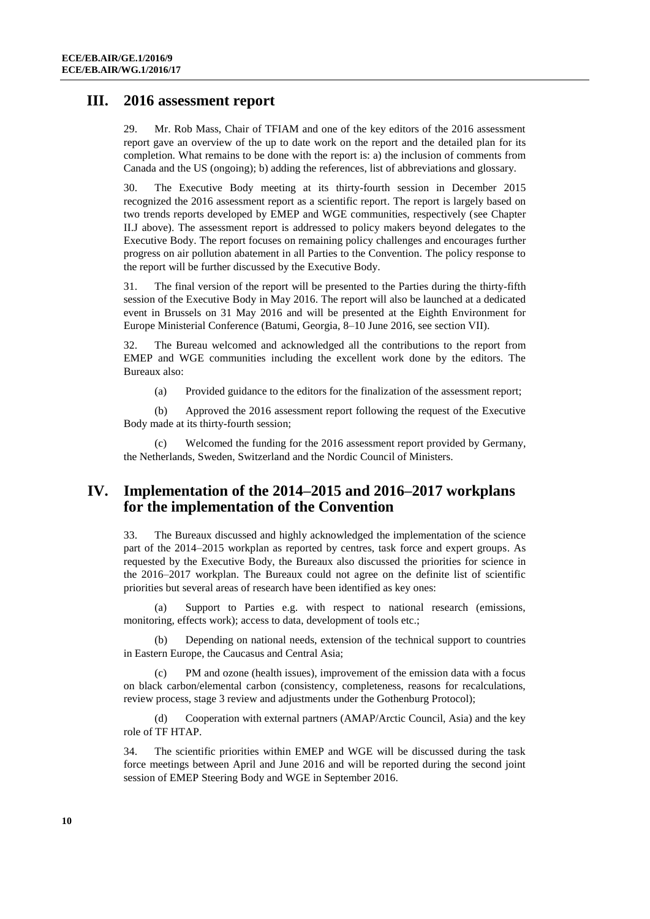## III. 2016 assessment report

29. Mr. Rob Mass, Chair of TFIAM and one of the key editors of the 2016 assessment report gave an overview of the up to date work on the report and the detailed plan for its completion. What remains to be done with the report is: a) the inclusion of comments from Canada and the US (ongoing); b) adding the references, list of abbreviations and glossary.

30. The Executive Body meeting at its thirty-fourth session in December 2015 recognized the 2016 assessment report as a scientific report. The report is largely based on two trends reports developed by EMEP and WGE communities, respectively (see Chapter II.J above). The assessment report is addressed to policy makers beyond delegates to the Executive Body. The report focuses on remaining policy challenges and encourages further progress on air pollution abatement in all Parties to the Convention. The policy response to the report will be further discussed by the Executive Body.

31. The final version of the report will be presented to the Parties during the thirty-fifth session of the Executive Body in May 2016. The report will also be launched at a dedicated event in Brussels on 31 May 2016 and will be presented at the Eighth Environment for Europe Ministerial Conference (Batumi, Georgia, 8–10 June 2016, see section VII).

32. The Bureau welcomed and acknowledged all the contributions to the report from EMEP and WGE communities including the excellent work done by the editors. The Bureaux also:

(a) Provided guidance to the editors for the finalization of the assessment report;

(b) Approved the 2016 assessment report following the request of the Executive Body made at its thirty-fourth session;

(c) Welcomed the funding for the 2016 assessment report provided by Germany, the Netherlands, Sweden, Switzerland and the Nordic Council of Ministers.

## IV. Implementation of the 2014–2015 and 2016–2017 workplans for the implementation of the Convention

33. The Bureaux discussed and highly acknowledged the implementation of the science part of the 2014–2015 workplan as reported by centres, task force and expert groups. As requested by the Executive Body, the Bureaux also discussed the priorities for science in the 2016–2017 workplan. The Bureaux could not agree on the definite list of scientific priorities but several areas of research have been identified as key ones:

(a) Support to Parties e.g. with respect to national research (emissions, monitoring, effects work); access to data, development of tools etc.;

(b) Depending on national needs, extension of the technical support to countries in Eastern Europe, the Caucasus and Central Asia;

(c) PM and ozone (health issues), improvement of the emission data with a focus on black carbon/elemental carbon (consistency, completeness, reasons for recalculations, review process, stage 3 review and adjustments under the Gothenburg Protocol);

(d) Cooperation with external partners (AMAP/Arctic Council, Asia) and the key role of TF HTAP.

34. The scientific priorities within EMEP and WGE will be discussed during the task force meetings between April and June 2016 and will be reported during the second joint session of EMEP Steering Body and WGE in September 2016.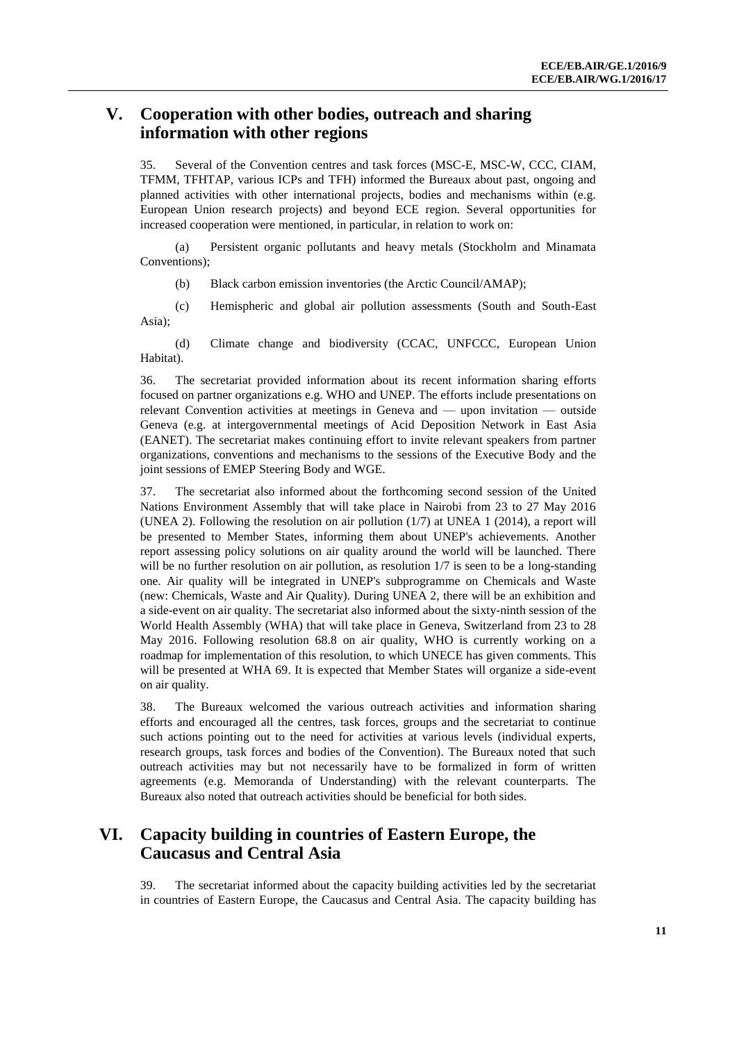## V. Cooperation with other bodies, outreach and sharing information with other regions

35. Several of the Convention centres and task forces (MSC-E, MSC-W, CCC, CIAM, TFMM, TFHTAP, various ICPs and TFH) informed the Bureaux about past, ongoing and planned activities with other international projects, bodies and mechanisms within (e.g. European Union research projects) and beyond ECE region. Several opportunities for increased cooperation were mentioned, in particular, in relation to work on:

(a) Persistent organic pollutants and heavy metals (Stockholm and Minamata Conventions);

(b) Black carbon emission inventories (the Arctic Council/AMAP);

(c) Hemispheric and global air pollution assessments (South and South-East Asia);

(d) Climate change and biodiversity (CCAC, UNFCCC, European Union Habitat).

36. The secretariat provided information about its recent information sharing efforts focused on partner organizations e.g. WHO and UNEP. The efforts include presentations on relevant Convention activities at meetings in Geneva and — upon invitation — outside Geneva (e.g. at intergovernmental meetings of Acid Deposition Network in East Asia (EANET). The secretariat makes continuing effort to invite relevant speakers from partner organizations, conventions and mechanisms to the sessions of the Executive Body and the joint sessions of EMEP Steering Body and WGE.

37. The secretariat also informed about the forthcoming second session of the United Nations Environment Assembly that will take place in Nairobi from 23 to 27 May 2016 (UNEA 2). Following the resolution on air pollution (1/7) at UNEA 1 (2014), a report will be presented to Member States, informing them about UNEP's achievements. Another report assessing policy solutions on air quality around the world will be launched. There will be no further resolution on air pollution, as resolution 1/7 is seen to be a long-standing one. Air quality will be integrated in UNEP's subprogramme on Chemicals and Waste (new: Chemicals, Waste and Air Quality). During UNEA 2, there will be an exhibition and a side-event on air quality. The secretariat also informed about the sixty-ninth session of the World Health Assembly (WHA) that will take place in Geneva, Switzerland from 23 to 28 May 2016. Following resolution 68.8 on air quality, WHO is currently working on a roadmap for implementation of this resolution, to which UNECE has given comments. This will be presented at WHA 69. It is expected that Member States will organize a side-event on air quality.

38. The Bureaux welcomed the various outreach activities and information sharing efforts and encouraged all the centres, task forces, groups and the secretariat to continue such actions pointing out to the need for activities at various levels (individual experts, research groups, task forces and bodies of the Convention). The Bureaux noted that such outreach activities may but not necessarily have to be formalized in form of written agreements (e.g. Memoranda of Understanding) with the relevant counterparts. The Bureaux also noted that outreach activities should be beneficial for both sides.

## VI. Capacity building in countries of Eastern Europe, the Caucasus and Central Asia

39. The secretariat informed about the capacity building activities led by the secretariat in countries of Eastern Europe, the Caucasus and Central Asia. The capacity building has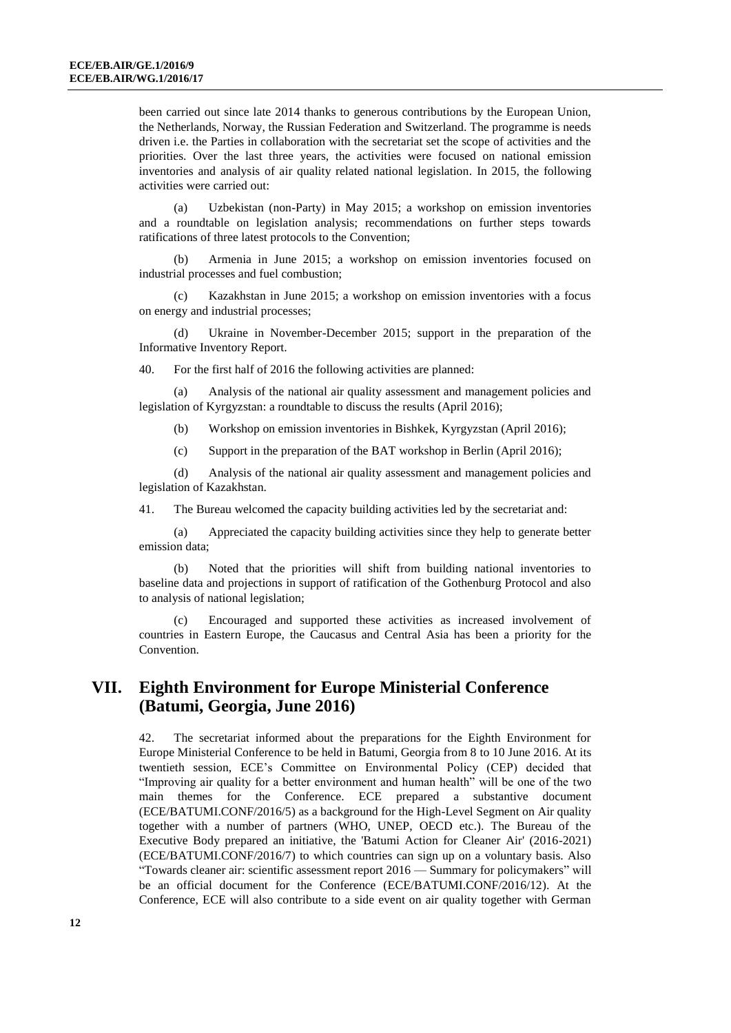been carried out since late 2014 thanks to generous contributions by the European Union, the Netherlands, Norway, the Russian Federation and Switzerland. The programme is needs driven i.e. the Parties in collaboration with the secretariat set the scope of activities and the priorities. Over the last three years, the activities were focused on national emission inventories and analysis of air quality related national legislation. In 2015, the following activities were carried out:

(a) Uzbekistan (non-Party) in May 2015; a workshop on emission inventories and a roundtable on legislation analysis; recommendations on further steps towards ratifications of three latest protocols to the Convention;

(b) Armenia in June 2015; a workshop on emission inventories focused on industrial processes and fuel combustion;

(c) Kazakhstan in June 2015; a workshop on emission inventories with a focus on energy and industrial processes;

(d) Ukraine in November-December 2015; support in the preparation of the Informative Inventory Report.

40. For the first half of 2016 the following activities are planned:

(a) Analysis of the national air quality assessment and management policies and legislation of Kyrgyzstan: a roundtable to discuss the results (April 2016);

(b) Workshop on emission inventories in Bishkek, Kyrgyzstan (April 2016);

(c) Support in the preparation of the BAT workshop in Berlin (April 2016);

(d) Analysis of the national air quality assessment and management policies and legislation of Kazakhstan.

41. The Bureau welcomed the capacity building activities led by the secretariat and:

(a) Appreciated the capacity building activities since they help to generate better emission data;

(b) Noted that the priorities will shift from building national inventories to baseline data and projections in support of ratification of the Gothenburg Protocol and also to analysis of national legislation;

(c) Encouraged and supported these activities as increased involvement of countries in Eastern Europe, the Caucasus and Central Asia has been a priority for the Convention.

## VII. Eighth Environment for Europe Ministerial Conference (Batumi, Georgia, June 2016)

42. The secretariat informed about the preparations for the Eighth Environment for Europe Ministerial Conference to be held in Batumi, Georgia from 8 to 10 June 2016. At its twentieth session, ECE's Committee on Environmental Policy (CEP) decided that "Improving air quality for a better environment and human health" will be one of the two main themes for the Conference. ECE prepared a substantive document (ECE/BATUMI.CONF/2016/5) as a background for the High-Level Segment on Air quality together with a number of partners (WHO, UNEP, OECD etc.). The Bureau of the Executive Body prepared an initiative, the 'Batumi Action for Cleaner Air' (2016-2021) (ECE/BATUMI.CONF/2016/7) to which countries can sign up on a voluntary basis. Also "Towards cleaner air: scientific assessment report 2016 — Summary for policymakers" will be an official document for the Conference (ECE/BATUMI.CONF/2016/12). At the Conference, ECE will also contribute to a side event on air quality together with German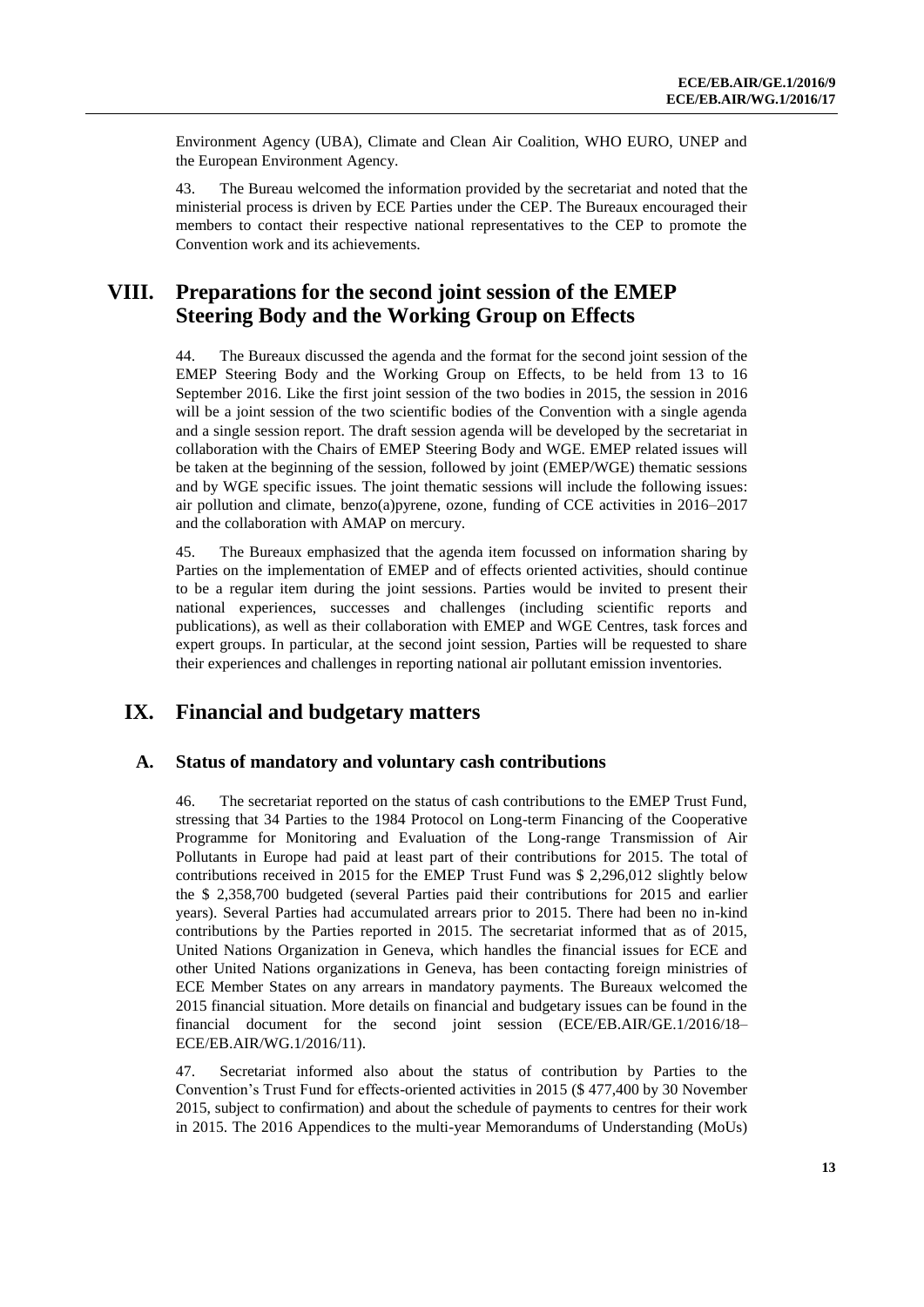Environment Agency (UBA), Climate and Clean Air Coalition, WHO EURO, UNEP and the European Environment Agency.

43. The Bureau welcomed the information provided by the secretariat and noted that the ministerial process is driven by ECE Parties under the CEP. The Bureaux encouraged their members to contact their respective national representatives to the CEP to promote the Convention work and its achievements.

# VIII. Preparations for the second joint session of the EMEP Steering Body and the Working Group on Effects

44. The Bureaux discussed the agenda and the format for the second joint session of the EMEP Steering Body and the Working Group on Effects, to be held from 13 to 16 September 2016. Like the first joint session of the two bodies in 2015, the session in 2016 will be a joint session of the two scientific bodies of the Convention with a single agenda and a single session report. The draft session agenda will be developed by the secretariat in collaboration with the Chairs of EMEP Steering Body and WGE. EMEP related issues will be taken at the beginning of the session, followed by joint (EMEP/WGE) thematic sessions and by WGE specific issues. The joint thematic sessions will include the following issues: air pollution and climate, benzo(a)pyrene, ozone, funding of CCE activities in 2016–2017 and the collaboration with AMAP on mercury.

45. The Bureaux emphasized that the agenda item focussed on information sharing by Parties on the implementation of EMEP and of effects oriented activities, should continue to be a regular item during the joint sessions. Parties would be invited to present their national experiences, successes and challenges (including scientific reports and publications), as well as their collaboration with EMEP and WGE Centres, task forces and expert groups. In particular, at the second joint session, Parties will be requested to share their experiences and challenges in reporting national air pollutant emission inventories.

# IX. Financial and budgetary matters

## A. Status of mandatory and voluntary cash contributions

46. The secretariat reported on the status of cash contributions to the EMEP Trust Fund, stressing that 34 Parties to the 1984 Protocol on Long-term Financing of the Cooperative Programme for Monitoring and Evaluation of the Long-range Transmission of Air Pollutants in Europe had paid at least part of their contributions for 2015. The total of contributions received in 2015 for the EMEP Trust Fund was $ 2,296,012 slightly below the $ 2,358,700 budgeted (several Parties paid their contributions for 2015 and earlier years). Several Parties had accumulated arrears prior to 2015. There had been no in-kind contributions by the Parties reported in 2015. The secretariat informed that as of 2015, United Nations Organization in Geneva, which handles the financial issues for ECE and other United Nations organizations in Geneva, has been contacting foreign ministries of ECE Member States on any arrears in mandatory payments. The Bureaux welcomed the 2015 financial situation. More details on financial and budgetary issues can be found in the financial document for the second joint session (ECE/EB.AIR/GE.1/2016/18–ECE/EB.AIR/WG.1/2016/11).

47. Secretariat informed also about the status of contribution by Parties to the Convention's Trust Fund for effects-oriented activities in 2015 ($ 477,400 by 30 November 2015, subject to confirmation) and about the schedule of payments to centres for their work in 2015. The 2016 Appendices to the multi-year Memorandums of Understanding (MoUs)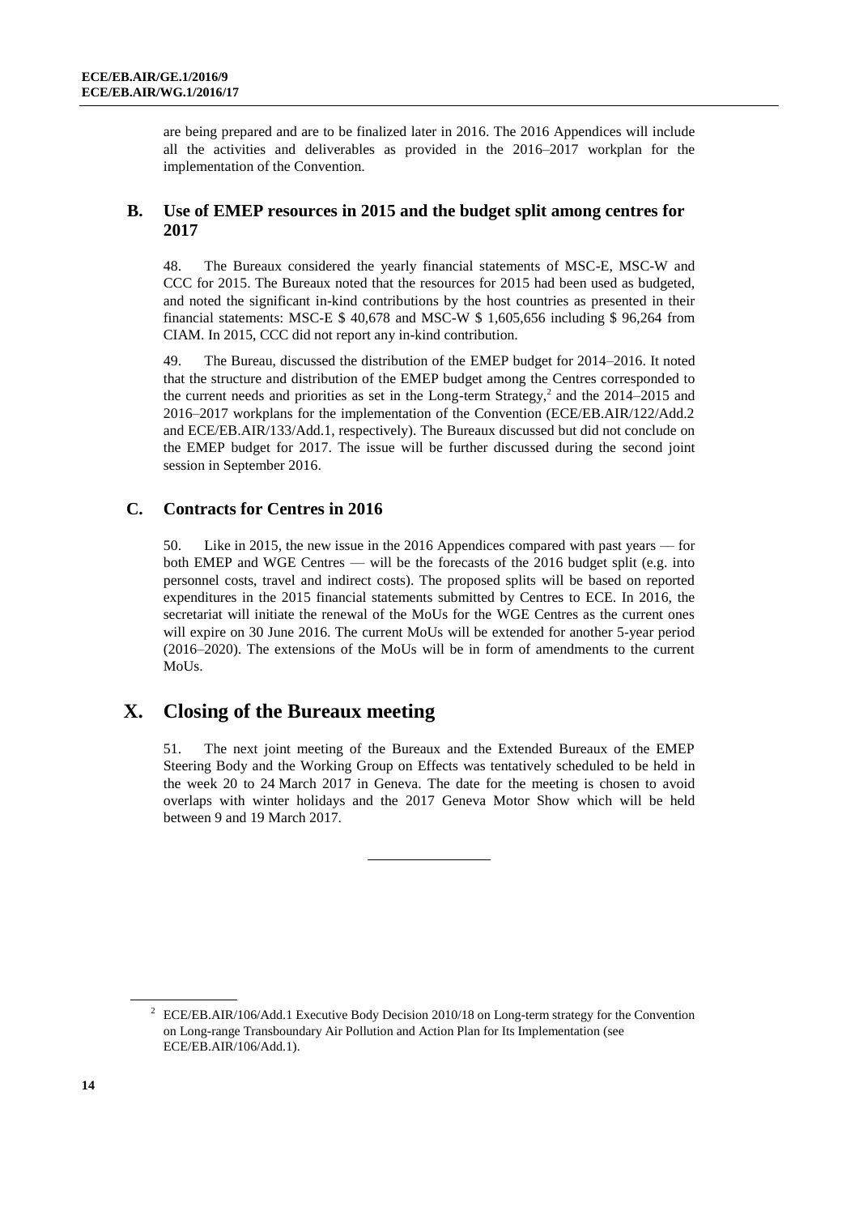are being prepared and are to be finalized later in 2016. The 2016 Appendices will include all the activities and deliverables as provided in the 2016–2017 workplan for the implementation of the Convention.

## B. Use of EMEP resources in 2015 and the budget split among centres for 2017

48. The Bureaux considered the yearly financial statements of MSC-E, MSC-W and CCC for 2015. The Bureaux noted that the resources for 2015 had been used as budgeted, and noted the significant in-kind contributions by the host countries as presented in their financial statements: MSC-E $ 40,678 and MSC-W $ 1,605,656 including $ 96,264 from CIAM. In 2015, CCC did not report any in-kind contribution.

49. The Bureau, discussed the distribution of the EMEP budget for 2014–2016. It noted that the structure and distribution of the EMEP budget among the Centres corresponded to the current needs and priorities as set in the Long-term Strategy,[2] and the 2014–2015 and 2016–2017 workplans for the implementation of the Convention (ECE/EB.AIR/122/Add.2 and ECE/EB.AIR/133/Add.1, respectively). The Bureaux discussed but did not conclude on the EMEP budget for 2017. The issue will be further discussed during the second joint session in September 2016.

## C. Contracts for Centres in 2016

50. Like in 2015, the new issue in the 2016 Appendices compared with past years — for both EMEP and WGE Centres — will be the forecasts of the 2016 budget split (e.g. into personnel costs, travel and indirect costs). The proposed splits will be based on reported expenditures in the 2015 financial statements submitted by Centres to ECE. In 2016, the secretariat will initiate the renewal of the MoUs for the WGE Centres as the current ones will expire on 30 June 2016. The current MoUs will be extended for another 5-year period (2016–2020). The extensions of the MoUs will be in form of amendments to the current MoUs.

# X. Closing of the Bureaux meeting

51. The next joint meeting of the Bureaux and the Extended Bureaux of the EMEP Steering Body and the Working Group on Effects was tentatively scheduled to be held in the week 20 to 24 March 2017 in Geneva. The date for the meeting is chosen to avoid overlaps with winter holidays and the 2017 Geneva Motor Show which will be held between 9 and 19 March 2017.

---

[2] ECE/EB.AIR/106/Add.1 Executive Body Decision 2010/18 on Long-term strategy for the Convention on Long-range Transboundary Air Pollution and Action Plan for Its Implementation (see ECE/EB.AIR/106/Add.1).